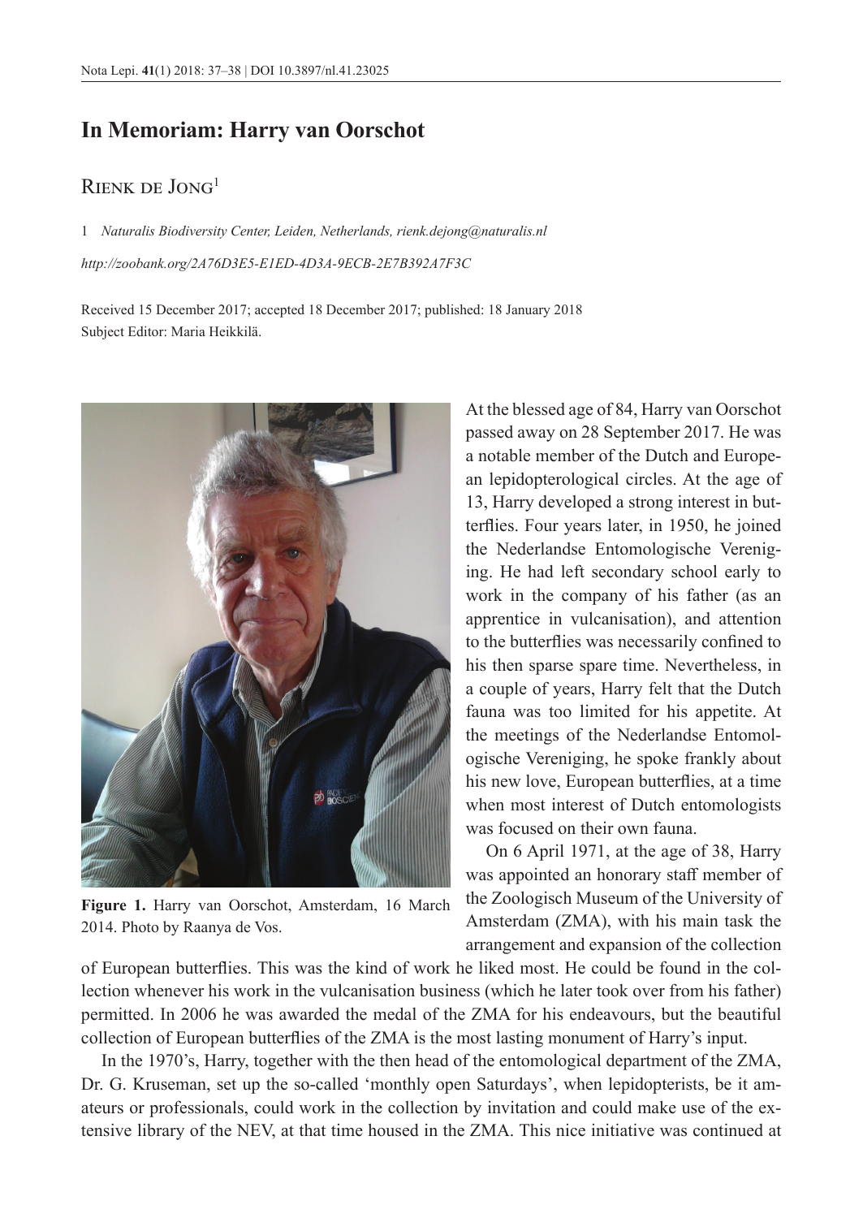# In Memoriam: Harry van Oorschot

Rienk de Jong[1]

1 *Naturalis Biodiversity Center, Leiden, Netherlands, rienk.dejong@naturalis.nl*

*http://zoobank.org/2A76D3E5-E1ED-4D3A-9ECB-2E7B392A7F3C*

Received 15 December 2017; accepted 18 December 2017; published: 18 January 2018
Subject Editor: Maria Heikkilä.

**Figure 1.** Harry van Oorschot, Amsterdam, 16 March 2014. Photo by Raanya de Vos.

At the blessed age of 84, Harry van Oorschot passed away on 28 September 2017. He was a notable member of the Dutch and European lepidopterological circles. At the age of 13, Harry developed a strong interest in butterflies. Four years later, in 1950, he joined the Nederlandse Entomologische Vereniging. He had left secondary school early to work in the company of his father (as an apprentice in vulcanisation), and attention to the butterflies was necessarily confined to his then sparse spare time. Nevertheless, in a couple of years, Harry felt that the Dutch fauna was too limited for his appetite. At the meetings of the Nederlandse Entomologische Vereniging, he spoke frankly about his new love, European butterflies, at a time when most interest of Dutch entomologists was focused on their own fauna.

On 6 April 1971, at the age of 38, Harry was appointed an honorary staff member of the Zoologisch Museum of the University of Amsterdam (ZMA), with his main task the arrangement and expansion of the collection of European butterflies. This was the kind of work he liked most. He could be found in the collection whenever his work in the vulcanisation business (which he later took over from his father) permitted. In 2006 he was awarded the medal of the ZMA for his endeavours, but the beautiful collection of European butterflies of the ZMA is the most lasting monument of Harry's input.

In the 1970's, Harry, together with the then head of the entomological department of the ZMA, Dr. G. Kruseman, set up the so-called 'monthly open Saturdays', when lepidopterists, be it amateurs or professionals, could work in the collection by invitation and could make use of the extensive library of the NEV, at that time housed in the ZMA. This nice initiative was continued at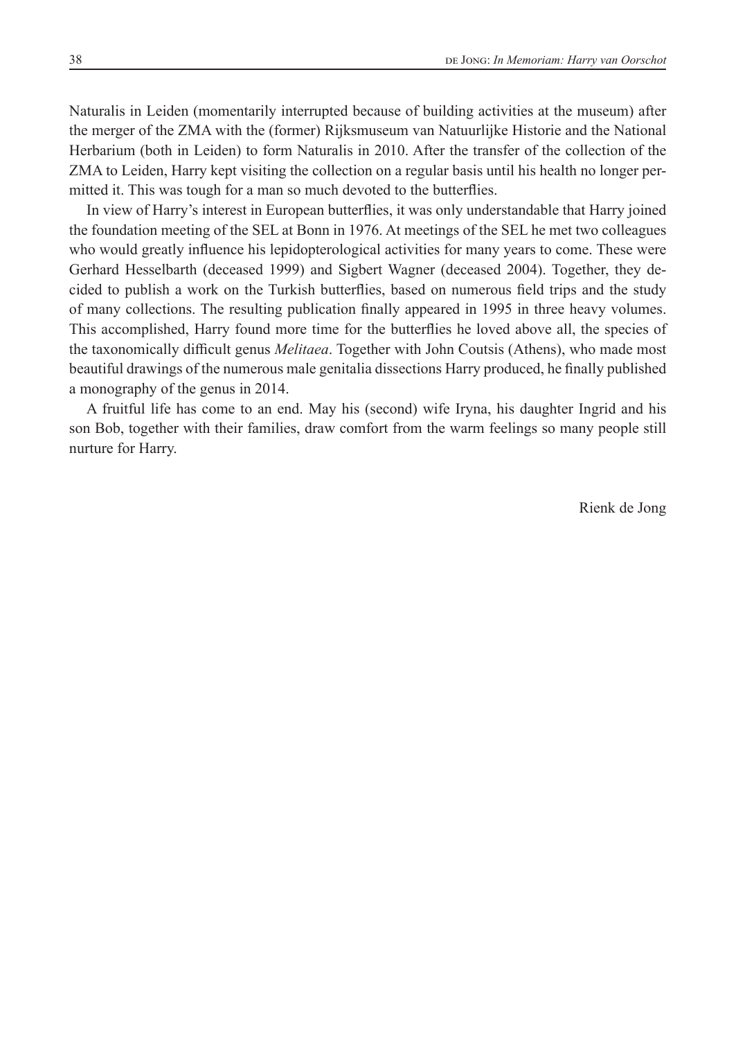Naturalis in Leiden (momentarily interrupted because of building activities at the museum) after the merger of the ZMA with the (former) Rijksmuseum van Natuurlijke Historie and the National Herbarium (both in Leiden) to form Naturalis in 2010. After the transfer of the collection of the ZMA to Leiden, Harry kept visiting the collection on a regular basis until his health no longer permitted it. This was tough for a man so much devoted to the butterflies.

In view of Harry's interest in European butterflies, it was only understandable that Harry joined the foundation meeting of the SEL at Bonn in 1976. At meetings of the SEL he met two colleagues who would greatly influence his lepidopterological activities for many years to come. These were Gerhard Hesselbarth (deceased 1999) and Sigbert Wagner (deceased 2004). Together, they decided to publish a work on the Turkish butterflies, based on numerous field trips and the study of many collections. The resulting publication finally appeared in 1995 in three heavy volumes. This accomplished, Harry found more time for the butterflies he loved above all, the species of the taxonomically difficult genus *Melitaea*. Together with John Coutsis (Athens), who made most beautiful drawings of the numerous male genitalia dissections Harry produced, he finally published a monography of the genus in 2014.

A fruitful life has come to an end. May his (second) wife Iryna, his daughter Ingrid and his son Bob, together with their families, draw comfort from the warm feelings so many people still nurture for Harry.

Rienk de Jong